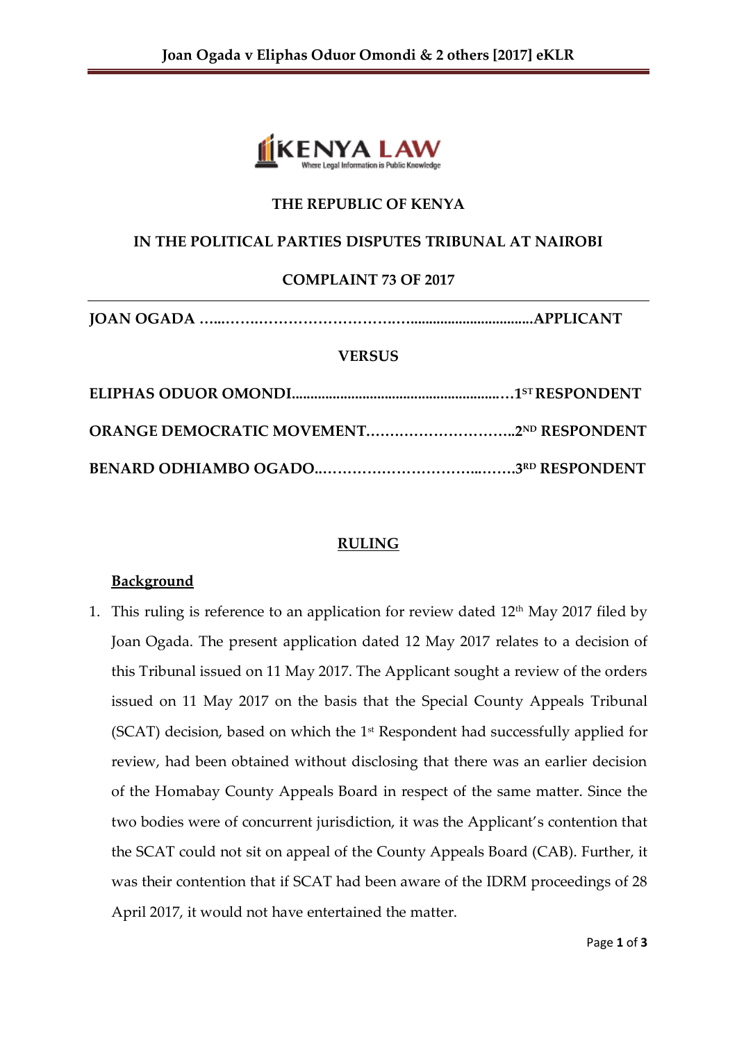THE REPUBLIC OF KENYA

IN THE POLITICAL PARTIES DISPUTES TRIBUNAL AT NAIROBI

COMPLAINT 73 OF 2017

---

**JOAN OGADA …....…….……………………….…...............................APPLICANT**

**VERSUS**

**ELIPHAS ODUOR OMONDI..........................................................…1ST RESPONDENT**

**ORANGE DEMOCRATIC MOVEMENT…………………………..2ND RESPONDENT**

**BENARD ODHIAMBO OGADO..……………………………...…….3RD RESPONDENT**

## RULING

### Background

1. This ruling is reference to an application for review dated 12th May 2017 filed by Joan Ogada. The present application dated 12 May 2017 relates to a decision of this Tribunal issued on 11 May 2017. The Applicant sought a review of the orders issued on 11 May 2017 on the basis that the Special County Appeals Tribunal (SCAT) decision, based on which the 1st Respondent had successfully applied for review, had been obtained without disclosing that there was an earlier decision of the Homabay County Appeals Board in respect of the same matter. Since the two bodies were of concurrent jurisdiction, it was the Applicant's contention that the SCAT could not sit on appeal of the County Appeals Board (CAB). Further, it was their contention that if SCAT had been aware of the IDRM proceedings of 28 April 2017, it would not have entertained the matter.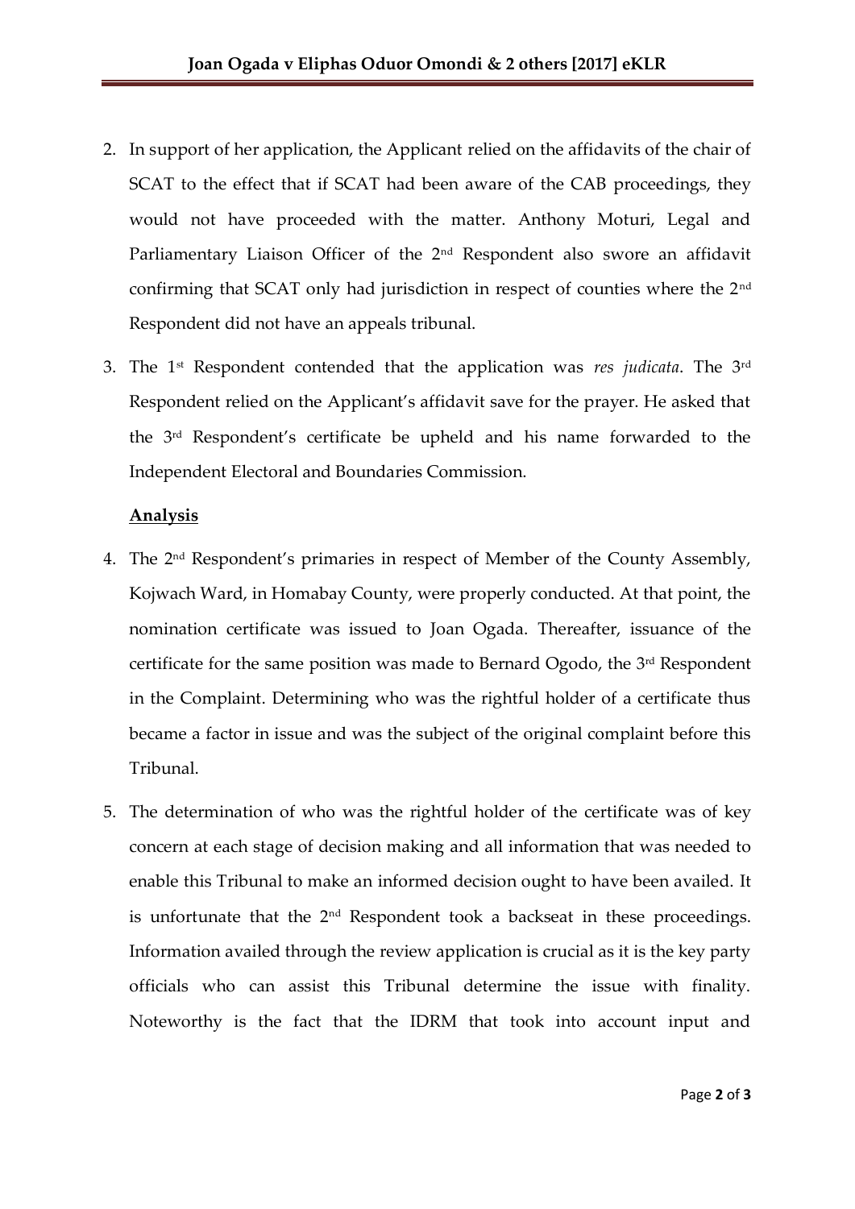2. In support of her application, the Applicant relied on the affidavits of the chair of SCAT to the effect that if SCAT had been aware of the CAB proceedings, they would not have proceeded with the matter. Anthony Moturi, Legal and Parliamentary Liaison Officer of the 2nd Respondent also swore an affidavit confirming that SCAT only had jurisdiction in respect of counties where the 2nd Respondent did not have an appeals tribunal.

3. The 1st Respondent contended that the application was *res judicata*. The 3rd Respondent relied on the Applicant's affidavit save for the prayer. He asked that the 3rd Respondent's certificate be upheld and his name forwarded to the Independent Electoral and Boundaries Commission.

**Analysis**

4. The 2nd Respondent's primaries in respect of Member of the County Assembly, Kojwach Ward, in Homabay County, were properly conducted. At that point, the nomination certificate was issued to Joan Ogada. Thereafter, issuance of the certificate for the same position was made to Bernard Ogodo, the 3rd Respondent in the Complaint. Determining who was the rightful holder of a certificate thus became a factor in issue and was the subject of the original complaint before this Tribunal.

5. The determination of who was the rightful holder of the certificate was of key concern at each stage of decision making and all information that was needed to enable this Tribunal to make an informed decision ought to have been availed. It is unfortunate that the 2nd Respondent took a backseat in these proceedings. Information availed through the review application is crucial as it is the key party officials who can assist this Tribunal determine the issue with finality. Noteworthy is the fact that the IDRM that took into account input and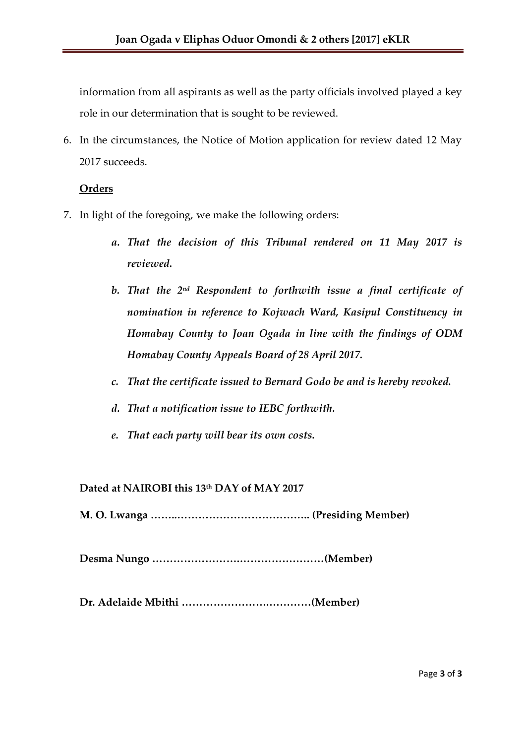information from all aspirants as well as the party officials involved played a key role in our determination that is sought to be reviewed.

6. In the circumstances, the Notice of Motion application for review dated 12 May 2017 succeeds.

**Orders**

7. In light of the foregoing, we make the following orders:

   a. ***That the decision of this Tribunal rendered on 11 May 2017 is reviewed.***

   b. ***That the 2nd Respondent to forthwith issue a final certificate of nomination in reference to Kojwach Ward, Kasipul Constituency in Homabay County to Joan Ogada in line with the findings of ODM Homabay County Appeals Board of 28 April 2017.***

   c. ***That the certificate issued to Bernard Godo be and is hereby revoked.***

   d. ***That a notification issue to IEBC forthwith.***

   e. ***That each party will bear its own costs.***

**Dated at NAIROBI this 13th DAY of MAY 2017**

**M. O. Lwanga ……..……………………………….. (Presiding Member)**

**Desma Nungo ……………………….……………………(Member)**

**Dr. Adelaide Mbithi ……………………….…………(Member)**